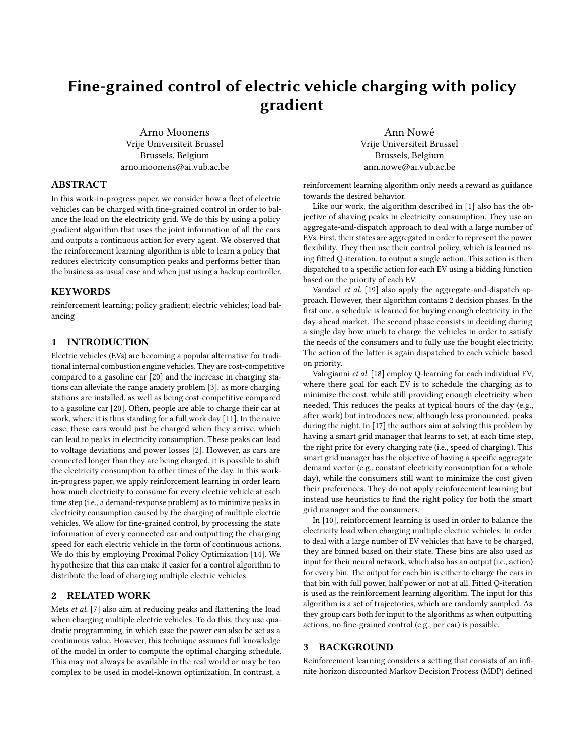# Fine-grained control of electric vehicle charging with policy gradient

Arno Moonens
Vrije Universiteit Brussel
Brussels, Belgium
arno.moonens@ai.vub.ac.be

Ann Nowé
Vrije Universiteit Brussel
Brussels, Belgium
ann.nowe@ai.vub.ac.be

## ABSTRACT

In this work-in-progress paper, we consider how a fleet of electric vehicles can be charged with fine-grained control in order to balance the load on the electricity grid. We do this by using a policy gradient algorithm that uses the joint information of all the cars and outputs a continuous action for every agent. We observed that the reinforcement learning algorithm is able to learn a policy that reduces electricity consumption peaks and performs better than the business-as-usual case and when just using a backup controller.

## KEYWORDS

reinforcement learning; policy gradient; electric vehicles; load balancing

## 1 INTRODUCTION

Electric vehicles (EVs) are becoming a popular alternative for traditional internal combustion engine vehicles. They are cost-competitive compared to a gasoline car [20] and the increase in charging stations can alleviate the range anxiety problem [3]. as more charging stations are installed, as well as being cost-competitive compared to a gasoline car [20]. Often, people are able to charge their car at work, where it is thus standing for a full work day [11]. In the naive case, these cars would just be charged when they arrive, which can lead to peaks in electricity consumption. These peaks can lead to voltage deviations and power losses [2]. However, as cars are connected longer than they are being charged, it is possible to shift the electricity consumption to other times of the day. In this work-in-progress paper, we apply reinforcement learning in order learn how much electricity to consume for every electric vehicle at each time step (i.e., a demand-response problem) as to minimize peaks in electricity consumption caused by the charging of multiple electric vehicles. We allow for fine-grained control, by processing the state information of every connected car and outputting the charging speed for each electric vehicle in the form of continuous actions. We do this by employing Proximal Policy Optimization [14]. We hypothesize that this can make it easier for a control algorithm to distribute the load of charging multiple electric vehicles.

## 2 RELATED WORK

Mets *et al.* [7] also aim at reducing peaks and flattening the load when charging multiple electric vehicles. To do this, they use quadratic programming, in which case the power can also be set as a continuous value. However, this technique assumes full knowledge of the model in order to compute the optimal charging schedule. This may not always be available in the real world or may be too complex to be used in model-known optimization. In contrast, a reinforcement learning algorithm only needs a reward as guidance towards the desired behavior.

Like our work, the algorithm described in [1] also has the objective of shaving peaks in electricity consumption. They use an aggregate-and-dispatch approach to deal with a large number of EVs. First, their states are aggregated in order to represent the power flexibility. They then use their control policy, which is learned using fitted Q-iteration, to output a single action. This action is then dispatched to a specific action for each EV using a bidding function based on the priority of each EV.

Vandael *et al.* [19] also apply the aggregate-and-dispatch approach. However, their algorithm contains 2 decision phases. In the first one, a schedule is learned for buying enough electricity in the day-ahead market. The second phase consists in deciding during a single day how much to charge the vehicles in order to satisfy the needs of the consumers and to fully use the bought electricity. The action of the latter is again dispatched to each vehicle based on priority.

Valogianni *et al.* [18] employ Q-learning for each individual EV, where there goal for each EV is to schedule the charging as to minimize the cost, while still providing enough electricity when needed. This reduces the peaks at typical hours of the day (e.g., after work) but introduces new, although less pronounced, peaks during the night. In [17] the authors aim at solving this problem by having a smart grid manager that learns to set, at each time step, the right price for every charging rate (i.e., speed of charging). This smart grid manager has the objective of having a specific aggregate demand vector (e.g., constant electricity consumption for a whole day), while the consumers still want to minimize the cost given their preferences. They do not apply reinforcement learning but instead use heuristics to find the right policy for both the smart grid manager and the consumers.

In [10], reinforcement learning is used in order to balance the electricity load when charging multiple electric vehicles. In order to deal with a large number of EV vehicles that have to be charged, they are binned based on their state. These bins are also used as input for their neural network, which also has an output (i.e., action) for every bin. The output for each bin is either to charge the cars in that bin with full power, half power or not at all. Fitted Q-iteration is used as the reinforcement learning algorithm. The input for this algorithm is a set of trajectories, which are randomly sampled. As they group cars both for input to the algorithms as when outputting actions, no fine-grained control (e.g., per car) is possible.

## 3 BACKGROUND

Reinforcement learning considers a setting that consists of an infinite horizon discounted Markov Decision Process (MDP) defined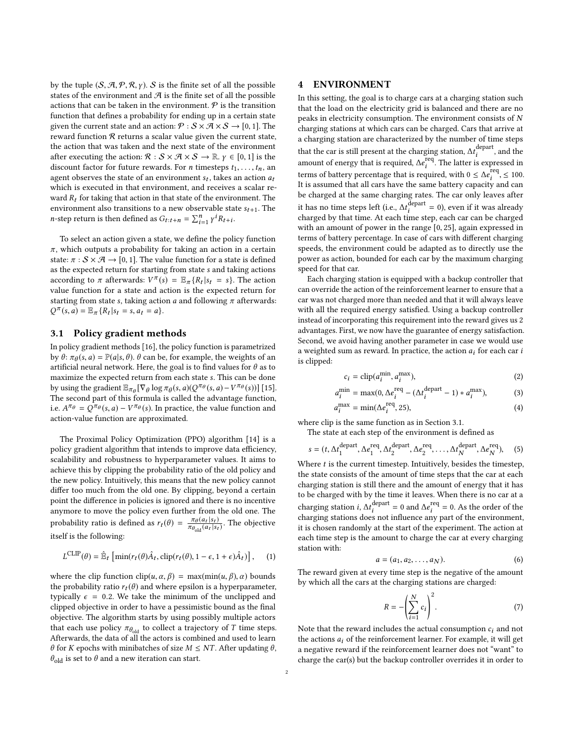by the tuple $(\mathcal{S}, \mathcal{A}, \mathcal{P}, \mathcal{R}, \gamma)$. $\mathcal{S}$ is the finite set of all the possible states of the environment and $\mathcal{A}$ is the finite set of all the possible actions that can be taken in the environment. $\mathcal{P}$ is the transition function that defines a probability for ending up in a certain state given the current state and an action: $\mathcal{P} : \mathcal{S} \times \mathcal{A} \times \mathcal{S} \rightarrow [0, 1]$. The reward function $\mathcal{R}$ returns a scalar value given the current state, the action that was taken and the next state of the environment after executing the action: $\mathcal{R} : \mathcal{S} \times \mathcal{A} \times \mathcal{S} \rightarrow \mathbb{R}$. $\gamma \in [0, 1]$ is the discount factor for future rewards. For $n$ timesteps $t_1, \ldots, t_n$, an agent observes the state of an environment $s_t$, takes an action $a_t$ which is executed in that environment, and receives a scalar reward $R_t$ for taking that action in that state of the environment. The environment also transitions to a new observable state $s_{t+1}$. The $n$-step return is then defined as $G_{t:t+n} = \sum_{i=1}^{n} \gamma^i R_{t+i}$.

To select an action given a state, we define the policy function $\pi$, which outputs a probability for taking an action in a certain state: $\pi : \mathcal{S} \times \mathcal{A} \rightarrow [0, 1]$. The value function for a state is defined as the expected return for starting from state $s$ and taking actions according to $\pi$ afterwards: $V^{\pi}(s) = \mathbb{E}_{\pi}\{R_t | s_t = s\}$. The action value function for a state and action is the expected return for starting from state $s$, taking action $a$ and following $\pi$ afterwards: $Q^{\pi}(s, a) = \mathbb{E}_{\pi}\{R_t | s_t = s, a_t = a\}$.

## 3.1 Policy gradient methods

In policy gradient methods [16], the policy function is parametrized by $\theta$: $\pi_\theta(s, a) = \mathbb{P}(a|s, \theta)$. $\theta$ can be, for example, the weights of an artificial neural network. Here, the goal is to find values for $\theta$ as to maximize the expected return from each state $s$. This can be done by using the gradient $\mathbb{E}_{\pi_\theta}[\nabla_\theta \log \pi_\theta(s, a)(Q^{\pi_\theta}(s, a) - V^{\pi_\theta}(s))]$ [15]. The second part of this formula is called the advantage function, i.e. $A^{\pi_\theta} = Q^{\pi_\theta}(s, a) - V^{\pi_\theta}(s)$. In practice, the value function and action-value function are approximated.

The Proximal Policy Optimization (PPO) algorithm [14] is a policy gradient algorithm that intends to improve data efficiency, scalability and robustness to hyperparameter values. It aims to achieve this by clipping the probability ratio of the old policy and the new policy. Intuitively, this means that the new policy cannot differ too much from the old one. By clipping, beyond a certain point the difference in policies is ignored and there is no incentive anymore to move the policy even further from the old one. The probability ratio is defined as $r_t(\theta) = \frac{\pi_\theta(a_t|s_t)}{\pi_{\theta_{\text{old}}}(a_t|s_t)}$. The objective itself is the following:

$$L^{\text{CLIP}}(\theta) = \hat{\mathbb{E}}_t \left[ \min(r_t(\theta)\hat{A}_t, \text{clip}(r_t(\theta), 1 - \epsilon, 1 + \epsilon)\hat{A}_t) \right], \quad (1)$$

where the clip function $\text{clip}(u, \alpha, \beta) = \max(\min(u, \beta), \alpha)$ bounds the probability ratio $r_t(\theta)$ and where epsilon is a hyperparameter, typically $\epsilon = 0.2$. We take the minimum of the unclipped and clipped objective in order to have a pessimistic bound as the final objective. The algorithm starts by using possibly multiple actors that each use policy $\pi_{\theta_{\text{old}}}$ to collect a trajectory of $T$ time steps. Afterwards, the data of all the actors is combined and used to learn $\theta$ for $K$ epochs with minibatches of size $M \leq NT$. After updating $\theta$, $\theta_{\text{old}}$ is set to $\theta$ and a new iteration can start.

# 4 ENVIRONMENT

In this setting, the goal is to charge cars at a charging station such that the load on the electricity grid is balanced and there are no peaks in electricity consumption. The environment consists of $N$ charging stations at which cars can be charged. Cars that arrive at a charging station are characterized by the number of time steps that the car is still present at the charging station, $\Delta t_i^{\text{depart}}$, and the amount of energy that is required, $\Delta e_i^{\text{req}}$. The latter is expressed in terms of battery percentage that is required, with $0 \leq \Delta e_i^{\text{req}}, \leq 100$. It is assumed that all cars have the same battery capacity and can be charged at the same charging rates. The car only leaves after it has no time steps left (i.e., $\Delta t_i^{\text{depart}} = 0$), even if it was already charged by that time. At each time step, each car can be charged with an amount of power in the range $[0, 25]$, again expressed in terms of battery percentage. In case of cars with different charging speeds, the environment could be adapted as to directly use the power as action, bounded for each car by the maximum charging speed for that car.

Each charging station is equipped with a backup controller that can override the action of the reinforcement learner to ensure that a car was not charged more than needed and that it will always leave with all the required energy satisfied. Using a backup controller instead of incorporating this requirement into the reward gives us 2 advantages. First, we now have the guarantee of energy satisfaction. Second, we avoid having another parameter in case we would use a weighted sum as reward. In practice, the action $a_i$ for each car $i$ is clipped:

$$c_i = \text{clip}(a_i^{\min}, a_i^{\max}), \quad (2)$$

$$a_i^{\min} = \max(0, \Delta e_i^{\text{req}} - (\Delta t_i^{\text{depart}} - 1) * a_i^{\max}), \quad (3)$$

$$a_i^{\max} = \min(\Delta e_i^{\text{req}}, 25), \quad (4)$$

where clip is the same function as in Section 3.1.

The state at each step of the environment is defined as

$$s = (t, \Delta t_1^{\text{depart}}, \Delta e_1^{\text{req}}, \Delta t_2^{\text{depart}}, \Delta e_2^{\text{req}}, \ldots, \Delta t_N^{\text{depart}}, \Delta e_N^{\text{req}}), \quad (5)$$

Where $t$ is the current timestep. Intuitively, besides the timestep, the state consists of the amount of time steps that the car at each charging station is still there and the amount of energy that it has to be charged with by the time it leaves. When there is no car at a charging station $i$, $\Delta t_i^{\text{depart}} = 0$ and $\Delta e_i^{\text{req}} = 0$. As the order of the charging stations does not influence any part of the environment, it is chosen randomly at the start of the experiment. The action at each time step is the amount to charge the car at every charging station with:

$$a = (a_1, a_2, \ldots, a_N). \quad (6)$$

The reward given at every time step is the negative of the amount by which all the cars at the charging stations are charged:

$$R = -\left(\sum_{i=1}^{N} c_i\right)^2. \quad (7)$$

Note that the reward includes the actual consumption $c_i$ and not the actions $a_i$ of the reinforcement learner. For example, it will get a negative reward if the reinforcement learner does not "want" to charge the car(s) but the backup controller overrides it in order to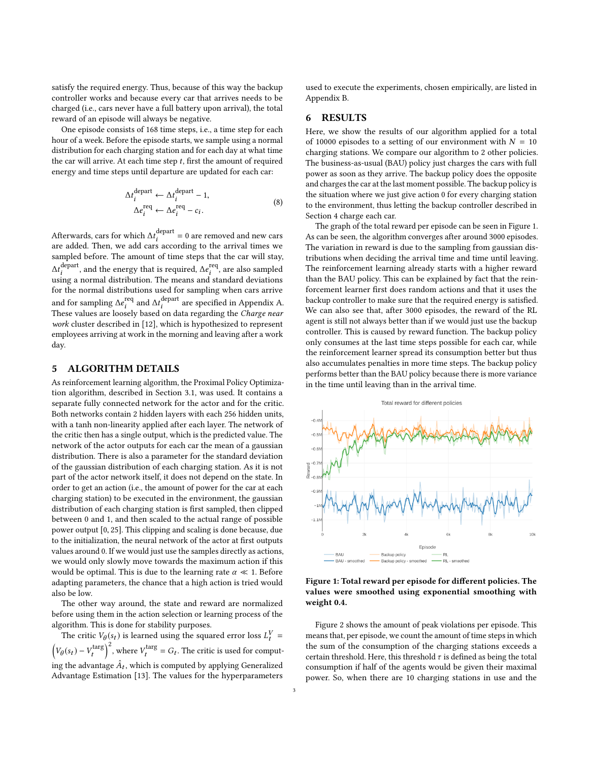satisfy the required energy. Thus, because of this way the backup controller works and because every car that arrives needs to be charged (i.e., cars never have a full battery upon arrival), the total reward of an episode will always be negative.

One episode consists of 168 time steps, i.e., a time step for each hour of a week. Before the episode starts, we sample using a normal distribution for each charging station and for each day at what time the car will arrive. At each time step $t$, first the amount of required energy and time steps until departure are updated for each car:

$$
\begin{aligned}
\Delta t_i^{\text{depart}} &\leftarrow \Delta t_i^{\text{depart}} - 1, \\
\Delta e_i^{\text{req}} &\leftarrow \Delta e_i^{\text{req}} - c_i.
\end{aligned} \tag{8}
$$

Afterwards, cars for which $\Delta t_i^{\text{depart}} = 0$ are removed and new cars are added. Then, we add cars according to the arrival times we sampled before. The amount of time steps that the car will stay, $\Delta t_i^{\text{depart}}$, and the energy that is required, $\Delta e_i^{\text{req}}$, are also sampled using a normal distribution. The means and standard deviations for the normal distributions used for sampling when cars arrive and for sampling $\Delta e_i^{\text{req}}$ and $\Delta t_i^{\text{depart}}$ are specified in Appendix A. These values are loosely based on data regarding the *Charge near work* cluster described in [12], which is hypothesized to represent employees arriving at work in the morning and leaving after a work day.

## 5 ALGORITHM DETAILS

As reinforcement learning algorithm, the Proximal Policy Optimization algorithm, described in Section 3.1, was used. It contains a separate fully connected network for the actor and for the critic. Both networks contain 2 hidden layers with each 256 hidden units, with a tanh non-linearity applied after each layer. The network of the critic then has a single output, which is the predicted value. The network of the actor outputs for each car the mean of a gaussian distribution. There is also a parameter for the standard deviation of the gaussian distribution of each charging station. As it is not part of the actor network itself, it does not depend on the state. In order to get an action (i.e., the amount of power for the car at each charging station) to be executed in the environment, the gaussian distribution of each charging station is first sampled, then clipped between 0 and 1, and then scaled to the actual range of possible power output [0, 25]. This clipping and scaling is done because, due to the initialization, the neural network of the actor at first outputs values around 0. If we would just use the samples directly as actions, we would only slowly move towards the maximum action if this would be optimal. This is due to the learning rate $\alpha \ll 1$. Before adapting parameters, the chance that a high action is tried would also be low.

The other way around, the state and reward are normalized before using them in the action selection or learning process of the algorithm. This is done for stability purposes.

The critic $V_\theta(s_t)$ is learned using the squared error loss $L_t^V = \left(V_\theta(s_t) - V_t^{\text{targ}}\right)^2$, where $V_t^{\text{targ}} = G_t$. The critic is used for computing the advantage $\hat{A}_t$, which is computed by applying Generalized Advantage Estimation [13]. The values for the hyperparameters used to execute the experiments, chosen empirically, are listed in Appendix B.

## 6 RESULTS

Here, we show the results of our algorithm applied for a total of 10000 episodes to a setting of our environment with $N = 10$ charging stations. We compare our algorithm to 2 other policies. The business-as-usual (BAU) policy just charges the cars with full power as soon as they arrive. The backup policy does the opposite and charges the car at the last moment possible. The backup policy is the situation where we just give action 0 for every charging station to the environment, thus letting the backup controller described in Section 4 charge each car.

The graph of the total reward per episode can be seen in Figure 1. As can be seen, the algorithm converges after around 3000 episodes. The variation in reward is due to the sampling from gaussian distributions when deciding the arrival time and time until leaving. The reinforcement learning already starts with a higher reward than the BAU policy. This can be explained by fact that the reinforcement learner first does random actions and that it uses the backup controller to make sure that the required energy is satisfied. We can also see that, after 3000 episodes, the reward of the RL agent is still not always better than if we would just use the backup controller. This is caused by reward function. The backup policy only consumes at the last time steps possible for each car, while the reinforcement learner spread its consumption better but thus also accumulates penalties in more time steps. The backup policy performs better than the BAU policy because there is more variance in the time until leaving than in the arrival time.

**Figure 1: Total reward per episode for different policies. The values were smoothed using exponential smoothing with weight 0.4.**

Figure 2 shows the amount of peak violations per episode. This means that, per episode, we count the amount of time steps in which the sum of the consumption of the charging stations exceeds a certain threshold. Here, this threshold $\tau$ is defined as being the total consumption if half of the agents would be given their maximal power. So, when there are 10 charging stations in use and the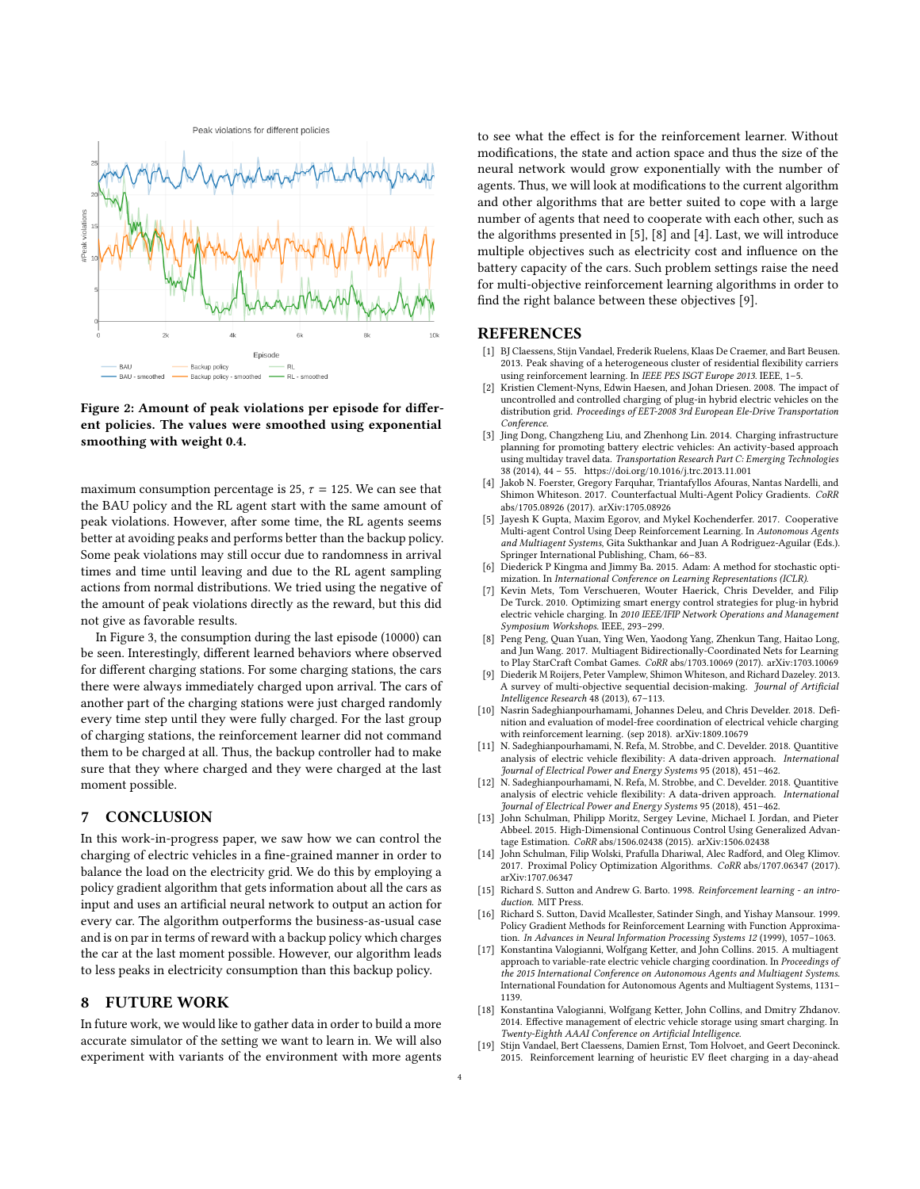Figure 2: Amount of peak violations per episode for different policies. The values were smoothed using exponential smoothing with weight 0.4.

maximum consumption percentage is 25, $\tau = 125$. We can see that the BAU policy and the RL agent start with the same amount of peak violations. However, after some time, the RL agents seems better at avoiding peaks and performs better than the backup policy. Some peak violations may still occur due to randomness in arrival times and time until leaving and due to the RL agent sampling actions from normal distributions. We tried using the negative of the amount of peak violations directly as the reward, but this did not give as favorable results.

In Figure 3, the consumption during the last episode (10000) can be seen. Interestingly, different learned behaviors where observed for different charging stations. For some charging stations, the cars there were always immediately charged upon arrival. The cars of another part of the charging stations were just charged randomly every time step until they were fully charged. For the last group of charging stations, the reinforcement learner did not command them to be charged at all. Thus, the backup controller had to make sure that they where charged and they were charged at the last moment possible.

## 7 CONCLUSION

In this work-in-progress paper, we saw how we can control the charging of electric vehicles in a fine-grained manner in order to balance the load on the electricity grid. We do this by employing a policy gradient algorithm that gets information about all the cars as input and uses an artificial neural network to output an action for every car. The algorithm outperforms the business-as-usual case and is on par in terms of reward with a backup policy which charges the car at the last moment possible. However, our algorithm leads to less peaks in electricity consumption than this backup policy.

## 8 FUTURE WORK

In future work, we would like to gather data in order to build a more accurate simulator of the setting we want to learn in. We will also experiment with variants of the environment with more agents to see what the effect is for the reinforcement learner. Without modifications, the state and action space and thus the size of the neural network would grow exponentially with the number of agents. Thus, we will look at modifications to the current algorithm and other algorithms that are better suited to cope with a large number of agents that need to cooperate with each other, such as the algorithms presented in [5], [8] and [4]. Last, we will introduce multiple objectives such as electricity cost and influence on the battery capacity of the cars. Such problem settings raise the need for multi-objective reinforcement learning algorithms in order to find the right balance between these objectives [9].

## REFERENCES

[1] BJ Claessens, Stijn Vandael, Frederik Ruelens, Klaas De Craemer, and Bart Beusen. 2013. Peak shaving of a heterogeneous cluster of residential flexibility carriers using reinforcement learning. In *IEEE PES ISGT Europe 2013*. IEEE, 1–5.

[2] Kristien Clement-Nyns, Edwin Haesen, and Johan Driesen. 2008. The impact of uncontrolled and controlled charging of plug-in hybrid electric vehicles on the distribution grid. *Proceedings of EET-2008 3rd European Ele-Drive Transportation Conference*.

[3] Jing Dong, Changzheng Liu, and Zhenhong Lin. 2014. Charging infrastructure planning for promoting battery electric vehicles: An activity-based approach using multiday travel data. *Transportation Research Part C: Emerging Technologies* 38 (2014), 44 – 55. https://doi.org/10.1016/j.trc.2013.11.001

[4] Jakob N. Foerster, Gregory Farquhar, Triantafyllos Afouras, Nantas Nardelli, and Shimon Whiteson. 2017. Counterfactual Multi-Agent Policy Gradients. *CoRR* abs/1705.08926 (2017). arXiv:1705.08926

[5] Jayesh K Gupta, Maxim Egorov, and Mykel Kochenderfer. 2017. Cooperative Multi-agent Control Using Deep Reinforcement Learning. In *Autonomous Agents and Multiagent Systems*, Gita Sukthankar and Juan A Rodriguez-Aguilar (Eds.). Springer International Publishing, Cham, 66–83.

[6] Diederick P Kingma and Jimmy Ba. 2015. Adam: A method for stochastic optimization. In *International Conference on Learning Representations (ICLR)*.

[7] Kevin Mets, Tom Verschueren, Wouter Haerick, Chris Develder, and Filip De Turck. 2010. Optimizing smart energy control strategies for plug-in hybrid electric vehicle charging. In *2010 IEEE/IFIP Network Operations and Management Symposium Workshops*. IEEE, 293–299.

[8] Peng Peng, Quan Yuan, Ying Wen, Yaodong Yang, Zhenkun Tang, Haitao Long, and Jun Wang. 2017. Multiagent Bidirectionally-Coordinated Nets for Learning to Play StarCraft Combat Games. *CoRR* abs/1703.10069 (2017). arXiv:1703.10069

[9] Diederik M Roijers, Peter Vamplew, Shimon Whiteson, and Richard Dazeley. 2013. A survey of multi-objective sequential decision-making. *Journal of Artificial Intelligence Research* 48 (2013), 67–113.

[10] Nasrin Sadeghianpourhamami, Johannes Deleu, and Chris Develder. 2018. Definition and evaluation of model-free coordination of electrical vehicle charging with reinforcement learning. (sep 2018). arXiv:1809.10679

[11] N. Sadeghianpourhamami, N. Refa, M. Strobbe, and C. Develder. 2018. Quantitive analysis of electric vehicle flexibility: A data-driven approach. *International Journal of Electrical Power and Energy Systems* 95 (2018), 451–462.

[12] N. Sadeghianpourhamami, N. Refa, M. Strobbe, and C. Develder. 2018. Quantitive analysis of electric vehicle flexibility: A data-driven approach. *International Journal of Electrical Power and Energy Systems* 95 (2018), 451–462.

[13] John Schulman, Philipp Moritz, Sergey Levine, Michael I. Jordan, and Pieter Abbeel. 2015. High-Dimensional Continuous Control Using Generalized Advantage Estimation. *CoRR* abs/1506.02438 (2015). arXiv:1506.02438

[14] John Schulman, Filip Wolski, Prafulla Dhariwal, Alec Radford, and Oleg Klimov. 2017. Proximal Policy Optimization Algorithms. *CoRR* abs/1707.06347 (2017). arXiv:1707.06347

[15] Richard S. Sutton and Andrew G. Barto. 1998. *Reinforcement learning - an introduction*. MIT Press.

[16] Richard S. Sutton, David Mcallester, Satinder Singh, and Yishay Mansour. 1999. Policy Gradient Methods for Reinforcement Learning with Function Approximation. *In Advances in Neural Information Processing Systems 12* (1999), 1057–1063.

[17] Konstantina Valogianni, Wolfgang Ketter, and John Collins. 2015. A multiagent approach to variable-rate electric vehicle charging coordination. In *Proceedings of the 2015 International Conference on Autonomous Agents and Multiagent Systems*. International Foundation for Autonomous Agents and Multiagent Systems, 1131–1139.

[18] Konstantina Valogianni, Wolfgang Ketter, John Collins, and Dmitry Zhdanov. 2014. Effective management of electric vehicle storage using smart charging. In *Twenty-Eighth AAAI Conference on Artificial Intelligence*.

[19] Stijn Vandael, Bert Claessens, Damien Ernst, Tom Holvoet, and Geert Deconinck. 2015. Reinforcement learning of heuristic EV fleet charging in a day-ahead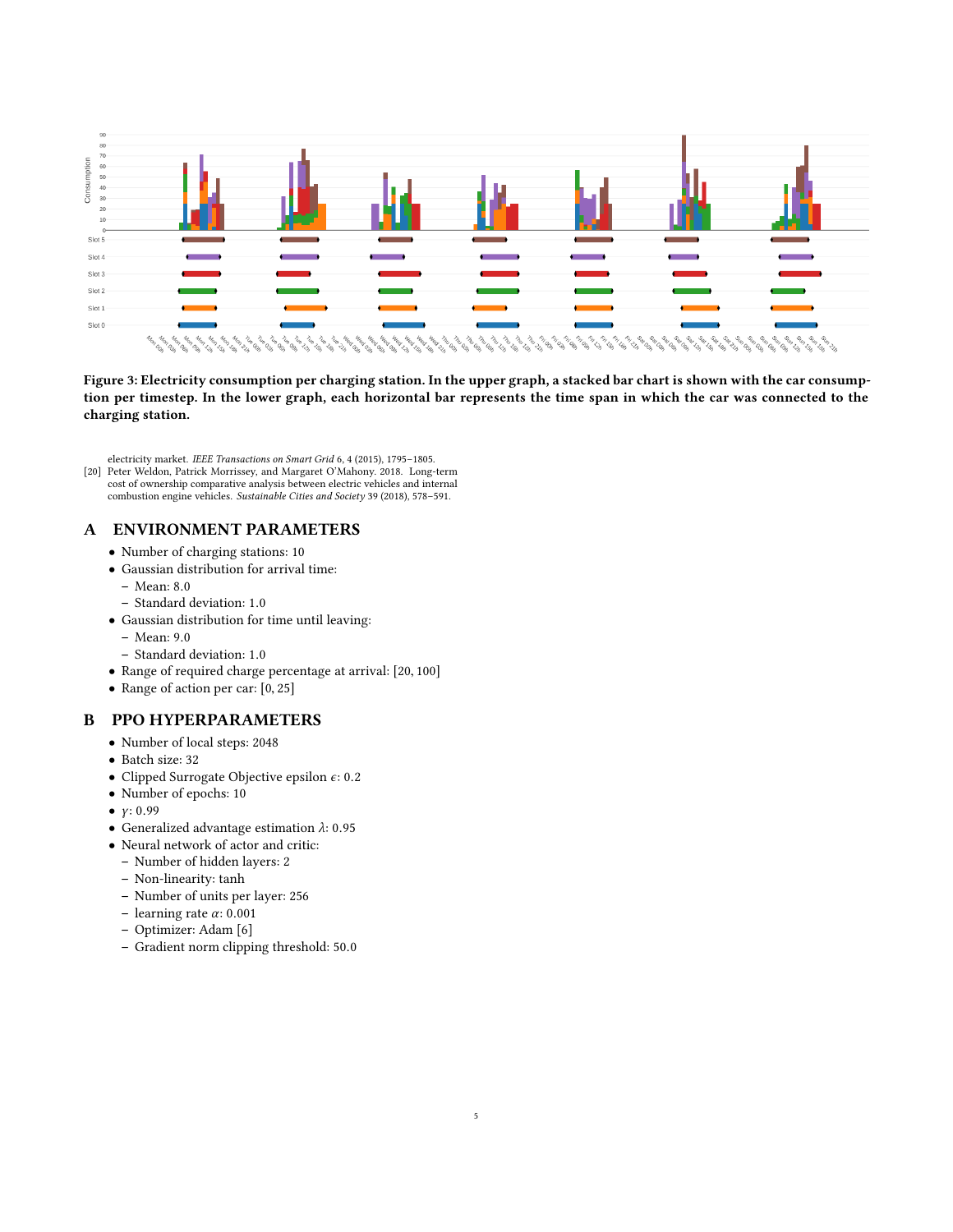Consumption

90
80
70
60
50
40
30
20
10
0

Slot 5
Slot 4
Slot 3
Slot 2
Slot 1
Slot 0

Mon 00h Mon 03h Mon 06h Mon 09h Mon 12h Mon 15h Mon 18h Mon 21h Tue 00h Tue 03h Tue 06h Tue 09h Tue 12h Tue 15h Tue 18h Tue 21h Wed 00h Wed 03h Wed 06h Wed 09h Wed 12h Wed 15h Wed 18h Wed 21h Thu 00h Thu 03h Thu 06h Thu 09h Thu 12h Thu 15h Thu 18h Thu 21h Fri 00h Fri 03h Fri 06h Fri 09h Fri 12h Fri 15h Fri 18h Fri 21h Sat 00h Sat 03h Sat 06h Sat 09h Sat 12h Sat 15h Sat 18h Sat 21h Sun 00h Sun 03h Sun 06h Sun 09h Sun 12h Sun 15h Sun 18h Sun 21h

**Figure 3: Electricity consumption per charging station. In the upper graph, a stacked bar chart is shown with the car consumption per timestep. In the lower graph, each horizontal bar represents the time span in which the car was connected to the charging station.**

electricity market. *IEEE Transactions on Smart Grid* 6, 4 (2015), 1795–1805.

[20] Peter Weldon, Patrick Morrissey, and Margaret O'Mahony. 2018. Long-term cost of ownership comparative analysis between electric vehicles and internal combustion engine vehicles. *Sustainable Cities and Society* 39 (2018), 578–591.

# A ENVIRONMENT PARAMETERS

- Number of charging stations: 10
- Gaussian distribution for arrival time:
  - Mean: 8.0
  - Standard deviation: 1.0
- Gaussian distribution for time until leaving:
  - Mean: 9.0
  - Standard deviation: 1.0
- Range of required charge percentage at arrival: [20, 100]
- Range of action per car: [0, 25]

# B PPO HYPERPARAMETERS

- Number of local steps: 2048
- Batch size: 32
- Clipped Surrogate Objective epsilon $\epsilon$: 0.2
- Number of epochs: 10
- $\gamma$: 0.99
- Generalized advantage estimation $\lambda$: 0.95
- Neural network of actor and critic:
  - Number of hidden layers: 2
  - Non-linearity: tanh
  - Number of units per layer: 256
  - learning rate $\alpha$: 0.001
  - Optimizer: Adam [6]
  - Gradient norm clipping threshold: 50.0